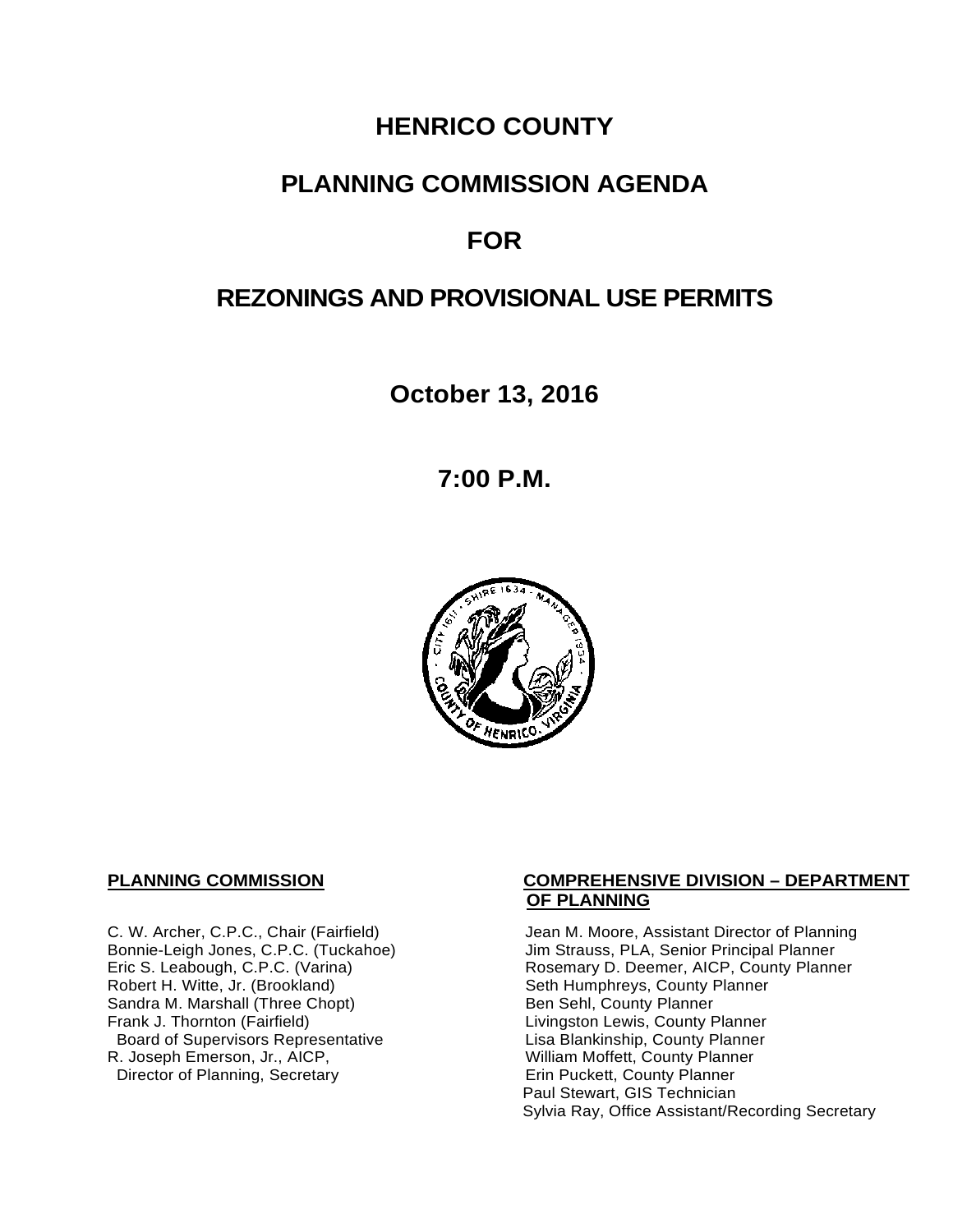# HENRICO COUNTY

# PLANNING COMMISSION AGENDA

# FOR

# REZONINGS AND PROVISIONAL USE PERMITS

**October 13, 2016**

**7:00 P.M.**

**PLANNING COMMISSION**

C. W. Archer, C.P.C., Chair (Fairfield)
Bonnie-Leigh Jones, C.P.C. (Tuckahoe)
Eric S. Leabough, C.P.C. (Varina)
Robert H. Witte, Jr. (Brookland)
Sandra M. Marshall (Three Chopt)
Frank J. Thornton (Fairfield)
Board of Supervisors Representative
R. Joseph Emerson, Jr., AICP,
Director of Planning, Secretary

**COMPREHENSIVE DIVISION – DEPARTMENT OF PLANNING**

Jean M. Moore, Assistant Director of Planning
Jim Strauss, PLA, Senior Principal Planner
Rosemary D. Deemer, AICP, County Planner
Seth Humphreys, County Planner
Ben Sehl, County Planner
Livingston Lewis, County Planner
Lisa Blankinship, County Planner
William Moffett, County Planner
Erin Puckett, County Planner
Paul Stewart, GIS Technician
Sylvia Ray, Office Assistant/Recording Secretary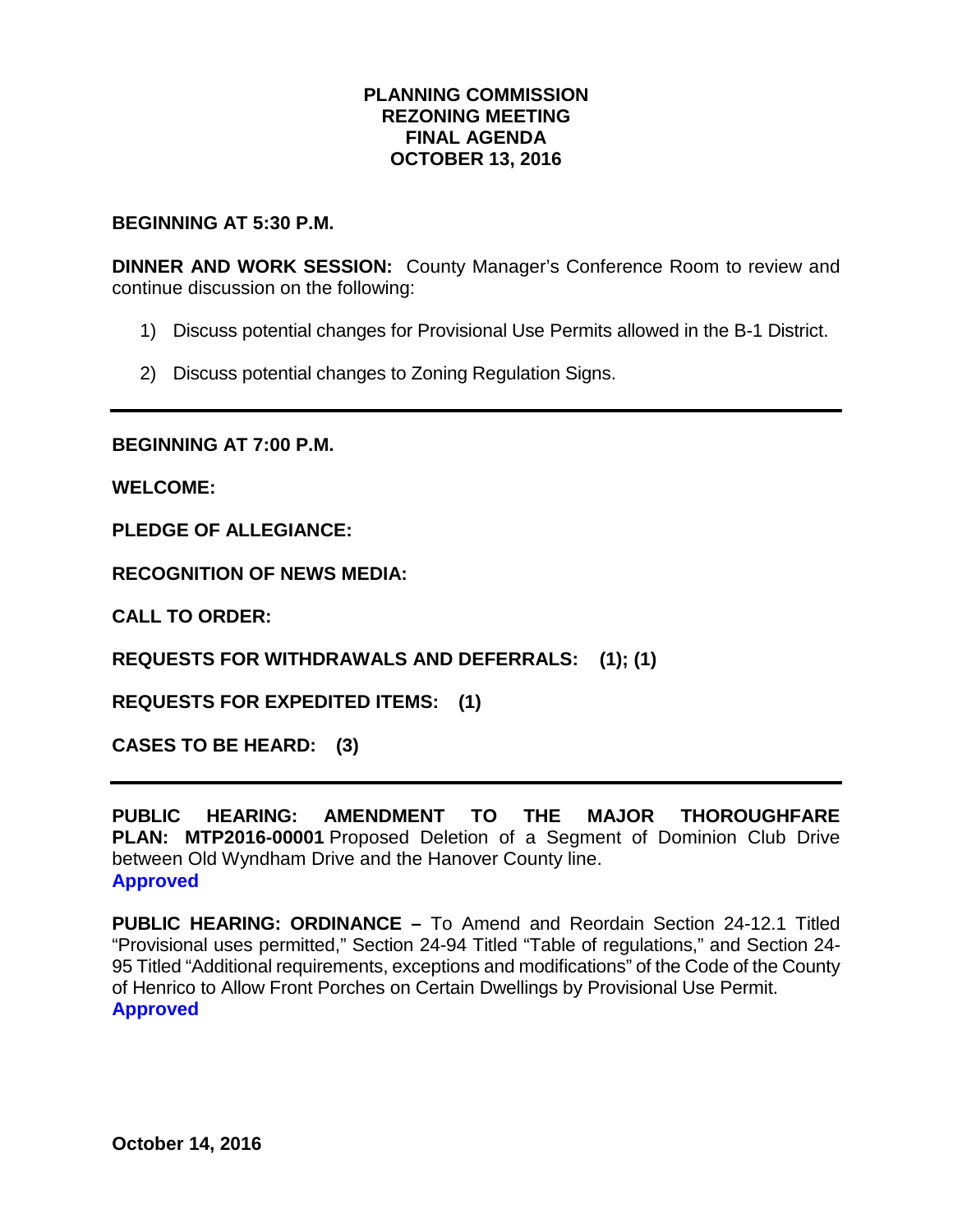**PLANNING COMMISSION**
**REZONING MEETING**
**FINAL AGENDA**
**OCTOBER 13, 2016**

**BEGINNING AT 5:30 P.M.**

**DINNER AND WORK SESSION:** County Manager's Conference Room to review and continue discussion on the following:

1) Discuss potential changes for Provisional Use Permits allowed in the B-1 District.
2) Discuss potential changes to Zoning Regulation Signs.

---

**BEGINNING AT 7:00 P.M.**

**WELCOME:**

**PLEDGE OF ALLEGIANCE:**

**RECOGNITION OF NEWS MEDIA:**

**CALL TO ORDER:**

**REQUESTS FOR WITHDRAWALS AND DEFERRALS: (1); (1)**

**REQUESTS FOR EXPEDITED ITEMS: (1)**

**CASES TO BE HEARD: (3)**

---

**PUBLIC HEARING: AMENDMENT TO THE MAJOR THOROUGHFARE PLAN: MTP2016-00001** Proposed Deletion of a Segment of Dominion Club Drive between Old Wyndham Drive and the Hanover County line.
**Approved**

**PUBLIC HEARING: ORDINANCE –** To Amend and Reordain Section 24-12.1 Titled "Provisional uses permitted," Section 24-94 Titled "Table of regulations," and Section 24-95 Titled "Additional requirements, exceptions and modifications" of the Code of the County of Henrico to Allow Front Porches on Certain Dwellings by Provisional Use Permit.
**Approved**

**October 14, 2016**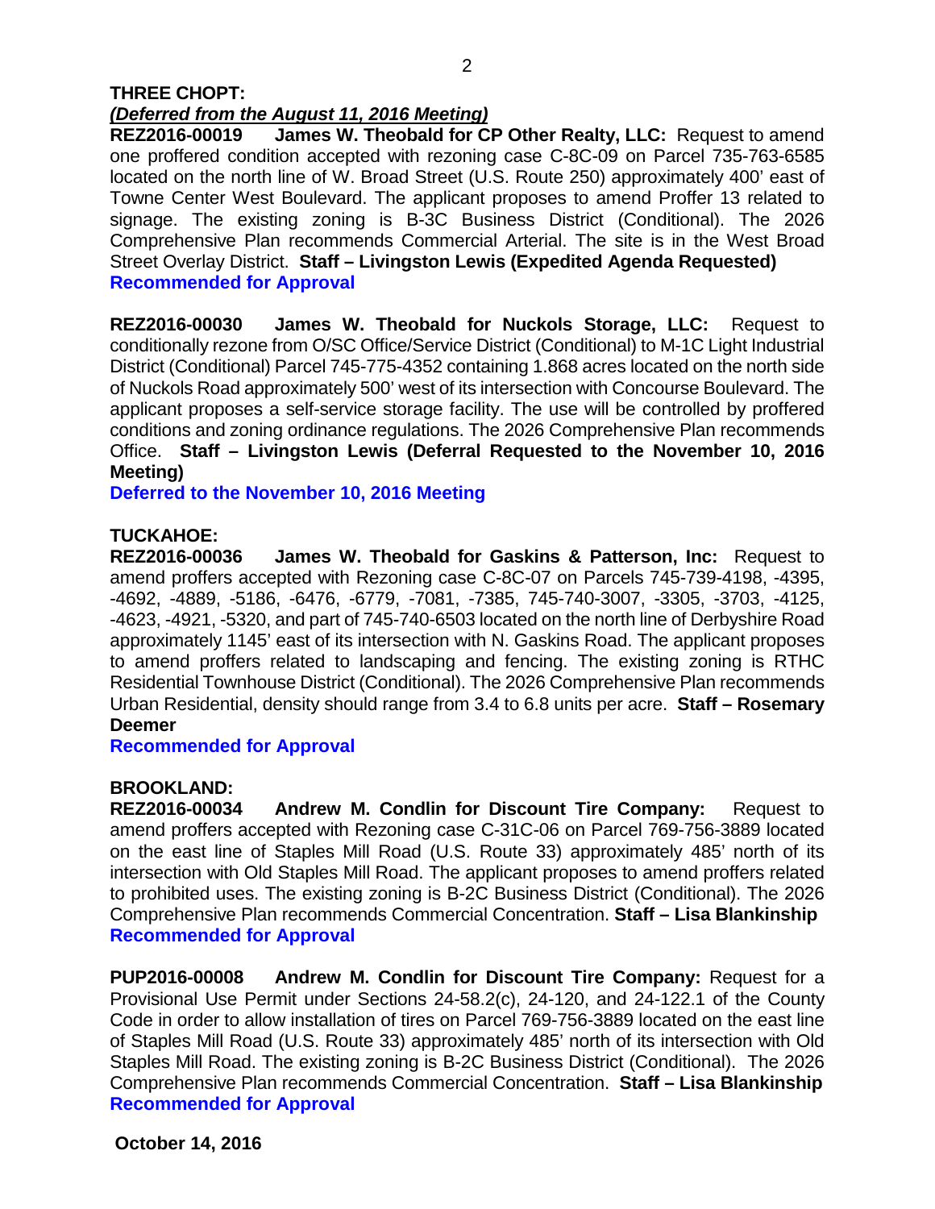**THREE CHOPT:**

***(Deferred from the August 11, 2016 Meeting)***

**REZ2016-00019 James W. Theobald for CP Other Realty, LLC:** Request to amend one proffered condition accepted with rezoning case C-8C-09 on Parcel 735-763-6585 located on the north line of W. Broad Street (U.S. Route 250) approximately 400' east of Towne Center West Boulevard. The applicant proposes to amend Proffer 13 related to signage. The existing zoning is B-3C Business District (Conditional). The 2026 Comprehensive Plan recommends Commercial Arterial. The site is in the West Broad Street Overlay District. **Staff – Livingston Lewis (Expedited Agenda Requested)**
**Recommended for Approval**

**REZ2016-00030 James W. Theobald for Nuckols Storage, LLC:** Request to conditionally rezone from O/SC Office/Service District (Conditional) to M-1C Light Industrial District (Conditional) Parcel 745-775-4352 containing 1.868 acres located on the north side of Nuckols Road approximately 500' west of its intersection with Concourse Boulevard. The applicant proposes a self-service storage facility. The use will be controlled by proffered conditions and zoning ordinance regulations. The 2026 Comprehensive Plan recommends Office. **Staff – Livingston Lewis (Deferral Requested to the November 10, 2016 Meeting)**
**Deferred to the November 10, 2016 Meeting**

**TUCKAHOE:**

**REZ2016-00036 James W. Theobald for Gaskins & Patterson, Inc:** Request to amend proffers accepted with Rezoning case C-8C-07 on Parcels 745-739-4198, -4395, -4692, -4889, -5186, -6476, -6779, -7081, -7385, 745-740-3007, -3305, -3703, -4125, -4623, -4921, -5320, and part of 745-740-6503 located on the north line of Derbyshire Road approximately 1145' east of its intersection with N. Gaskins Road. The applicant proposes to amend proffers related to landscaping and fencing. The existing zoning is RTHC Residential Townhouse District (Conditional). The 2026 Comprehensive Plan recommends Urban Residential, density should range from 3.4 to 6.8 units per acre. **Staff – Rosemary Deemer**
**Recommended for Approval**

**BROOKLAND:**

**REZ2016-00034 Andrew M. Condlin for Discount Tire Company:** Request to amend proffers accepted with Rezoning case C-31C-06 on Parcel 769-756-3889 located on the east line of Staples Mill Road (U.S. Route 33) approximately 485' north of its intersection with Old Staples Mill Road. The applicant proposes to amend proffers related to prohibited uses. The existing zoning is B-2C Business District (Conditional). The 2026 Comprehensive Plan recommends Commercial Concentration. **Staff – Lisa Blankinship**
**Recommended for Approval**

**PUP2016-00008 Andrew M. Condlin for Discount Tire Company:** Request for a Provisional Use Permit under Sections 24-58.2(c), 24-120, and 24-122.1 of the County Code in order to allow installation of tires on Parcel 769-756-3889 located on the east line of Staples Mill Road (U.S. Route 33) approximately 485' north of its intersection with Old Staples Mill Road. The existing zoning is B-2C Business District (Conditional). The 2026 Comprehensive Plan recommends Commercial Concentration. **Staff – Lisa Blankinship**
**Recommended for Approval**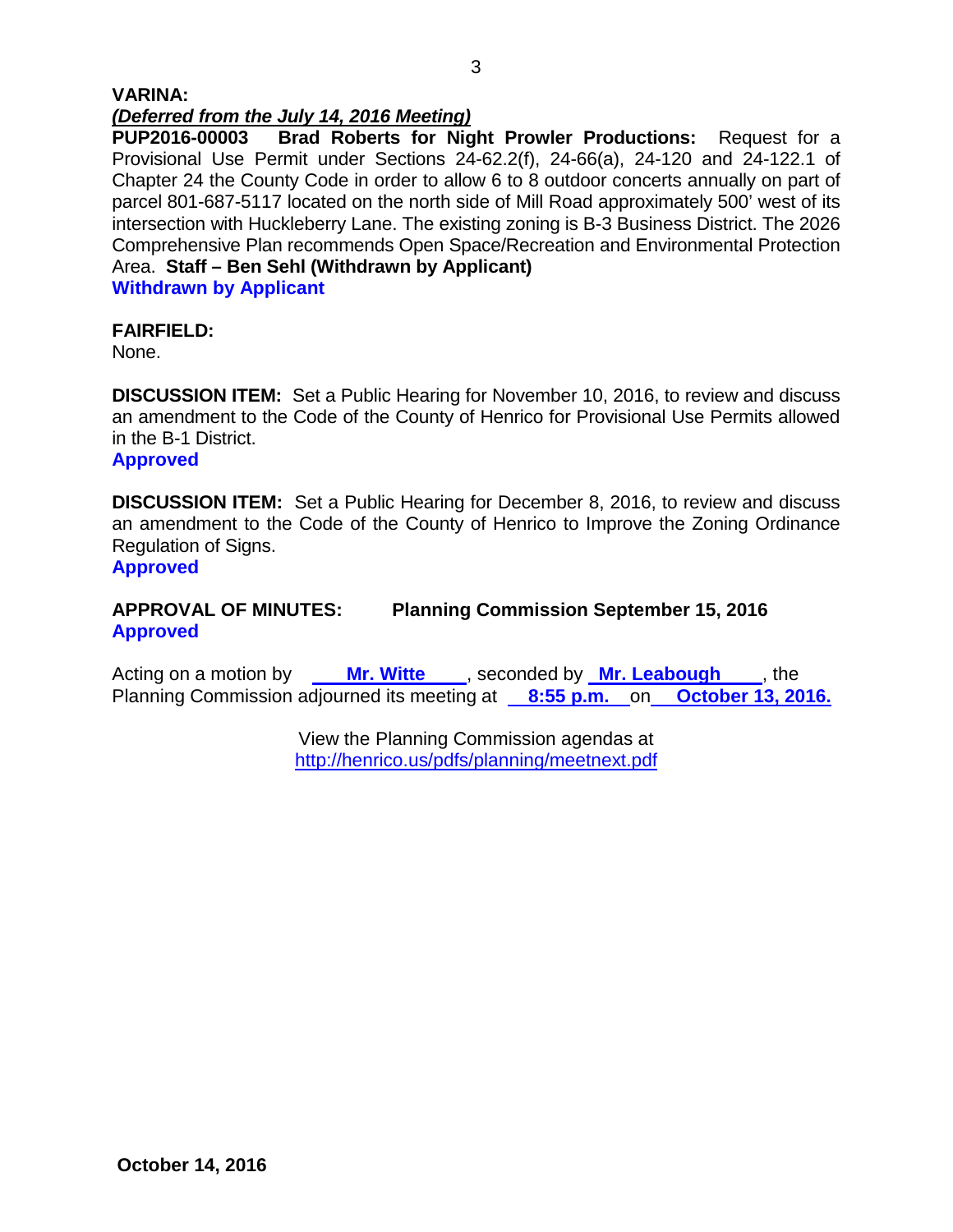**VARINA:**

***(Deferred from the July 14, 2016 Meeting)***

**PUP2016-00003 Brad Roberts for Night Prowler Productions:** Request for a Provisional Use Permit under Sections 24-62.2(f), 24-66(a), 24-120 and 24-122.1 of Chapter 24 the County Code in order to allow 6 to 8 outdoor concerts annually on part of parcel 801-687-5117 located on the north side of Mill Road approximately 500' west of its intersection with Huckleberry Lane. The existing zoning is B-3 Business District. The 2026 Comprehensive Plan recommends Open Space/Recreation and Environmental Protection Area. **Staff – Ben Sehl (Withdrawn by Applicant)**

**Withdrawn by Applicant**

**FAIRFIELD:**

None.

**DISCUSSION ITEM:** Set a Public Hearing for November 10, 2016, to review and discuss an amendment to the Code of the County of Henrico for Provisional Use Permits allowed in the B-1 District.

**Approved**

**DISCUSSION ITEM:** Set a Public Hearing for December 8, 2016, to review and discuss an amendment to the Code of the County of Henrico to Improve the Zoning Ordinance Regulation of Signs.

**Approved**

**APPROVAL OF MINUTES: Planning Commission September 15, 2016**

**Approved**

Acting on a motion by **Mr. Witte**, seconded by **Mr. Leabough**, the Planning Commission adjourned its meeting at **8:55 p.m.** on **October 13, 2016.**

View the Planning Commission agendas at
http://henrico.us/pdfs/planning/meetnext.pdf

**October 14, 2016**